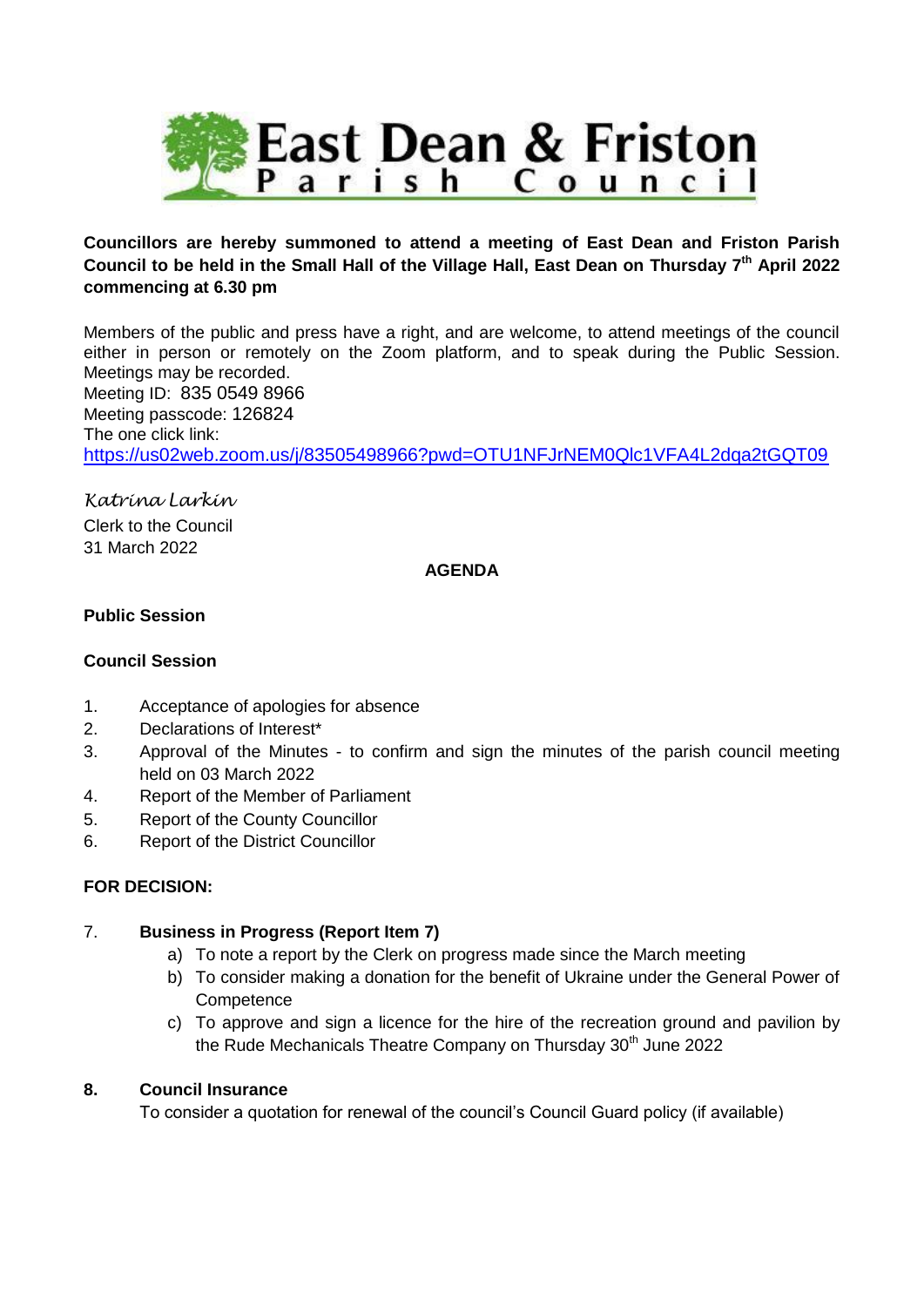# East Dean & Friston Parish Council

**Councillors are hereby summoned to attend a meeting of East Dean and Friston Parish Council to be held in the Small Hall of the Village Hall, East Dean on Thursday 7th April 2022 commencing at 6.30 pm**

Members of the public and press have a right, and are welcome, to attend meetings of the council either in person or remotely on the Zoom platform, and to speak during the Public Session. Meetings may be recorded.
Meeting ID: 835 0549 8966
Meeting passcode: 126824
The one click link:
https://us02web.zoom.us/j/83505498966?pwd=OTU1NFJrNEM0Qlc1VFA4L2dqa2tGQT09

*Katrina Larkin*
Clerk to the Council
31 March 2022

**AGENDA**

**Public Session**

**Council Session**

1. Acceptance of apologies for absence
2. Declarations of Interest*
3. Approval of the Minutes - to confirm and sign the minutes of the parish council meeting held on 03 March 2022
4. Report of the Member of Parliament
5. Report of the County Councillor
6. Report of the District Councillor

**FOR DECISION:**

7. **Business in Progress (Report Item 7)**
   a) To note a report by the Clerk on progress made since the March meeting
   b) To consider making a donation for the benefit of Ukraine under the General Power of Competence
   c) To approve and sign a licence for the hire of the recreation ground and pavilion by the Rude Mechanicals Theatre Company on Thursday 30th June 2022

8. **Council Insurance**
   To consider a quotation for renewal of the council's Council Guard policy (if available)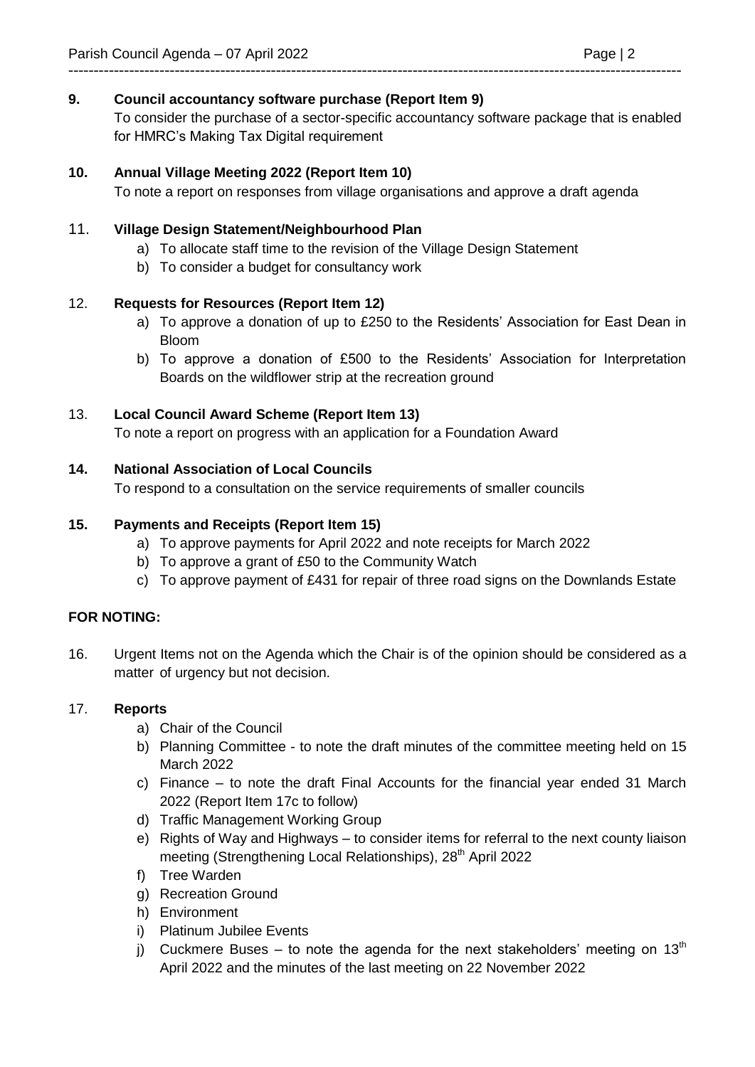**9. Council accountancy software purchase (Report Item 9)**

To consider the purchase of a sector-specific accountancy software package that is enabled for HMRC's Making Tax Digital requirement

**10. Annual Village Meeting 2022 (Report Item 10)**

To note a report on responses from village organisations and approve a draft agenda

11. **Village Design Statement/Neighbourhood Plan**

a) To allocate staff time to the revision of the Village Design Statement
b) To consider a budget for consultancy work

12. **Requests for Resources (Report Item 12)**

a) To approve a donation of up to £250 to the Residents' Association for East Dean in Bloom
b) To approve a donation of £500 to the Residents' Association for Interpretation Boards on the wildflower strip at the recreation ground

13. **Local Council Award Scheme (Report Item 13)**

To note a report on progress with an application for a Foundation Award

**14. National Association of Local Councils**

To respond to a consultation on the service requirements of smaller councils

**15. Payments and Receipts (Report Item 15)**

a) To approve payments for April 2022 and note receipts for March 2022
b) To approve a grant of £50 to the Community Watch
c) To approve payment of £431 for repair of three road signs on the Downlands Estate

**FOR NOTING:**

16. Urgent Items not on the Agenda which the Chair is of the opinion should be considered as a matter of urgency but not decision.

17. **Reports**

a) Chair of the Council
b) Planning Committee - to note the draft minutes of the committee meeting held on 15 March 2022
c) Finance – to note the draft Final Accounts for the financial year ended 31 March 2022 (Report Item 17c to follow)
d) Traffic Management Working Group
e) Rights of Way and Highways – to consider items for referral to the next county liaison meeting (Strengthening Local Relationships), 28th April 2022
f) Tree Warden
g) Recreation Ground
h) Environment
i) Platinum Jubilee Events
j) Cuckmere Buses – to note the agenda for the next stakeholders' meeting on 13th April 2022 and the minutes of the last meeting on 22 November 2022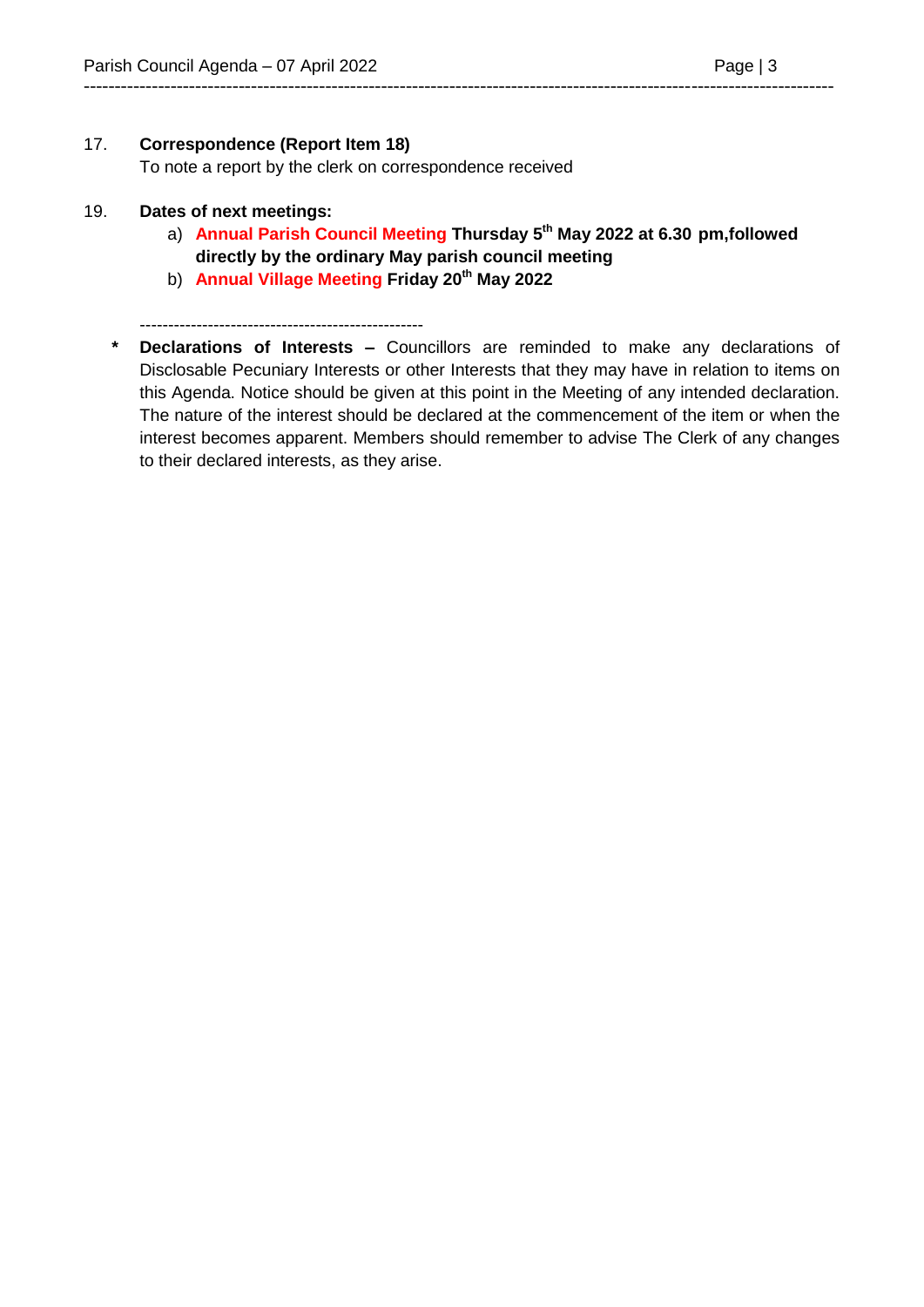17. **Correspondence (Report Item 18)**
    To note a report by the clerk on correspondence received

19. **Dates of next meetings:**
    a) **Annual Parish Council Meeting Thursday 5th May 2022 at 6.30 pm,followed directly by the ordinary May parish council meeting**
    b) **Annual Village Meeting Friday 20th May 2022**

---

**\* Declarations of Interests –** Councillors are reminded to make any declarations of Disclosable Pecuniary Interests or other Interests that they may have in relation to items on this Agenda. Notice should be given at this point in the Meeting of any intended declaration. The nature of the interest should be declared at the commencement of the item or when the interest becomes apparent. Members should remember to advise The Clerk of any changes to their declared interests, as they arise.